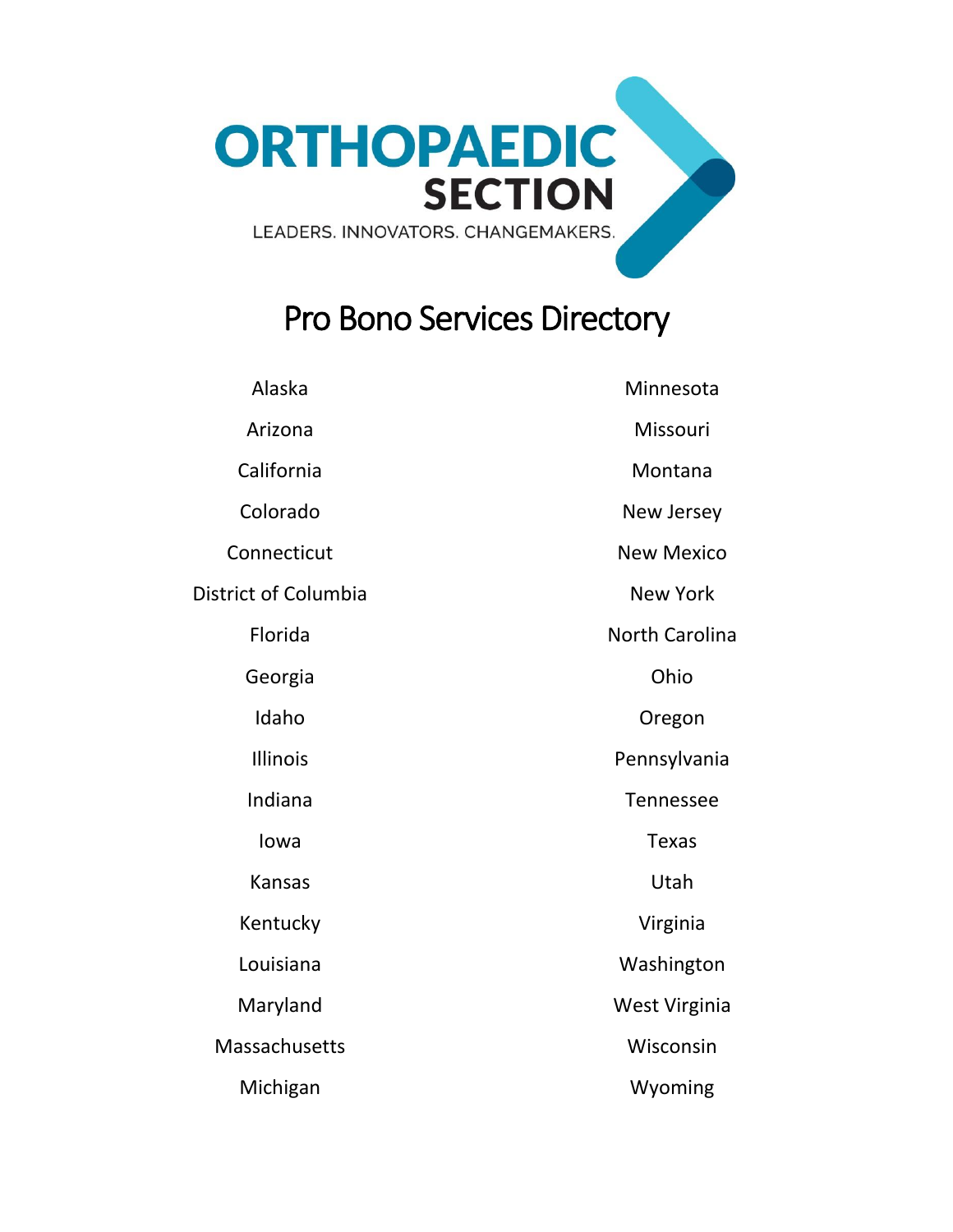ORTHOPAEDIC SECTION

LEADERS. INNOVATORS. CHANGEMAKERS.

# Pro Bono Services Directory

- Alaska
- Arizona
- California
- Colorado
- Connecticut
- District of Columbia
- Florida
- Georgia
- Idaho
- Illinois
- Indiana
- Iowa
- Kansas
- Kentucky
- Louisiana
- Maryland
- Massachusetts
- Michigan
- Minnesota
- Missouri
- Montana
- New Jersey
- New Mexico
- New York
- North Carolina
- Ohio
- Oregon
- Pennsylvania
- Tennessee
- Texas
- Utah
- Virginia
- Washington
- West Virginia
- Wisconsin
- Wyoming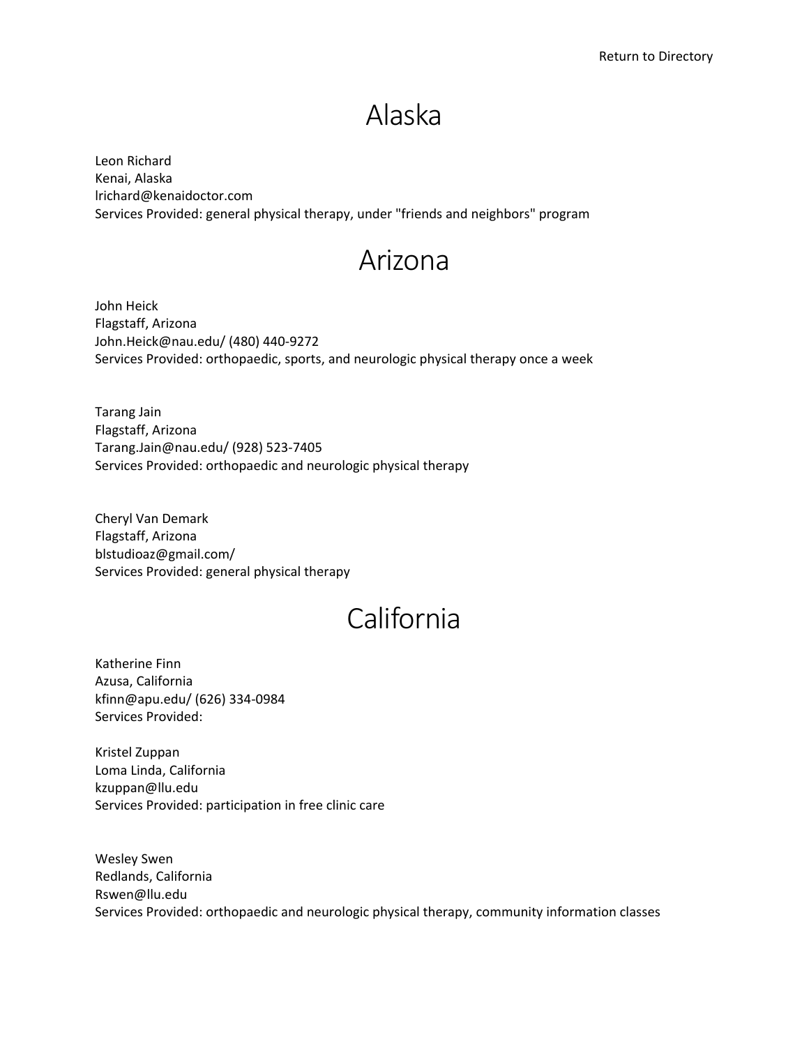Return to Directory

# Alaska

Leon Richard
Kenai, Alaska
lrichard@kenaidoctor.com
Services Provided: general physical therapy, under "friends and neighbors" program

# Arizona

John Heick
Flagstaff, Arizona
John.Heick@nau.edu/ (480) 440-9272
Services Provided: orthopaedic, sports, and neurologic physical therapy once a week

Tarang Jain
Flagstaff, Arizona
Tarang.Jain@nau.edu/ (928) 523-7405
Services Provided: orthopaedic and neurologic physical therapy

Cheryl Van Demark
Flagstaff, Arizona
blstudioaz@gmail.com/
Services Provided: general physical therapy

# California

Katherine Finn
Azusa, California
kfinn@apu.edu/ (626) 334-0984
Services Provided:

Kristel Zuppan
Loma Linda, California
kzuppan@llu.edu
Services Provided: participation in free clinic care

Wesley Swen
Redlands, California
Rswen@llu.edu
Services Provided: orthopaedic and neurologic physical therapy, community information classes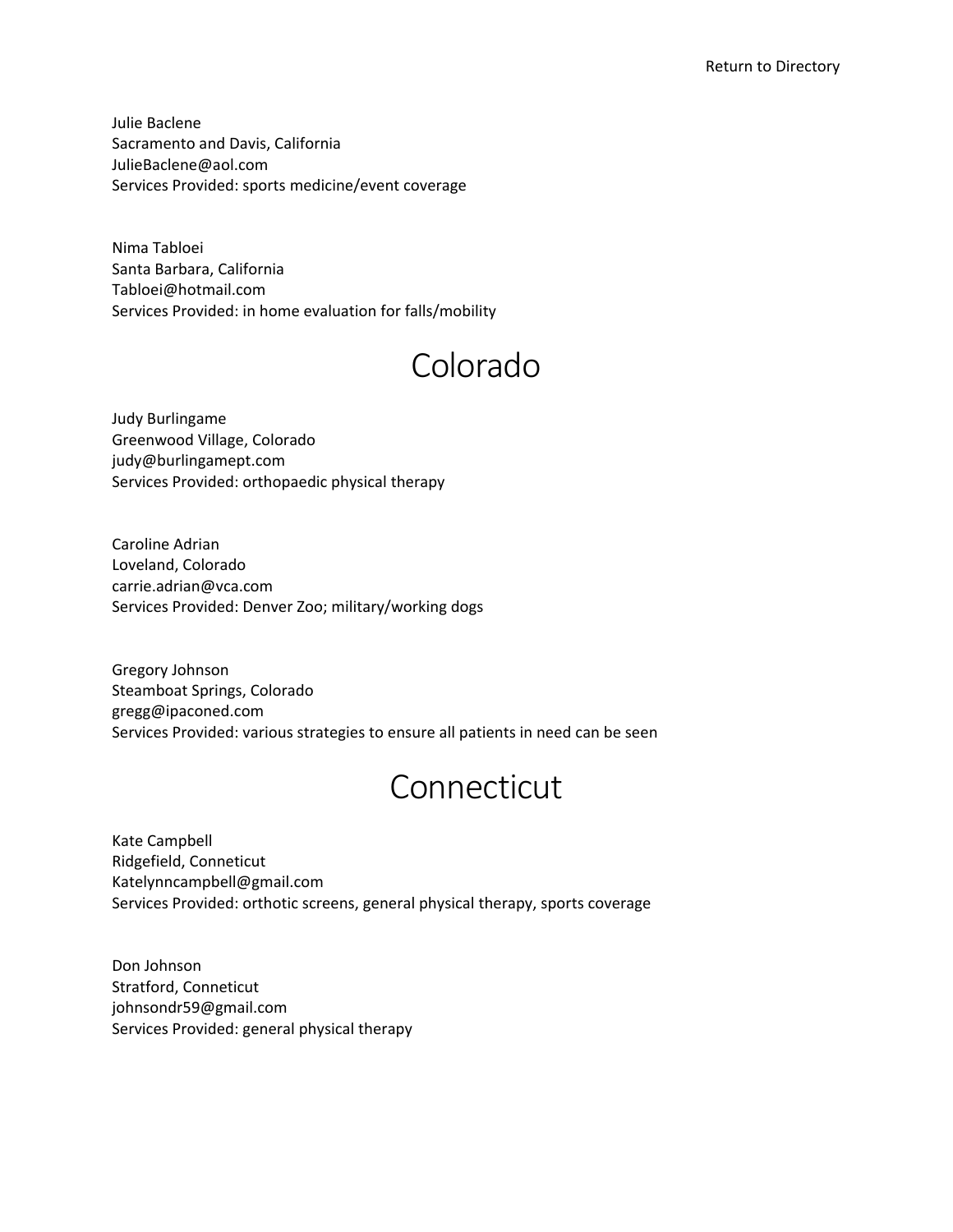Return to Directory

Julie Baclene
Sacramento and Davis, California
JulieBaclene@aol.com
Services Provided: sports medicine/event coverage

Nima Tabloei
Santa Barbara, California
Tabloei@hotmail.com
Services Provided: in home evaluation for falls/mobility

# Colorado

Judy Burlingame
Greenwood Village, Colorado
judy@burlingamept.com
Services Provided: orthopaedic physical therapy

Caroline Adrian
Loveland, Colorado
carrie.adrian@vca.com
Services Provided: Denver Zoo; military/working dogs

Gregory Johnson
Steamboat Springs, Colorado
gregg@ipaconed.com
Services Provided: various strategies to ensure all patients in need can be seen

# Connecticut

Kate Campbell
Ridgefield, Conneticut
Katelynncampbell@gmail.com
Services Provided: orthotic screens, general physical therapy, sports coverage

Don Johnson
Stratford, Conneticut
johnsondr59@gmail.com
Services Provided: general physical therapy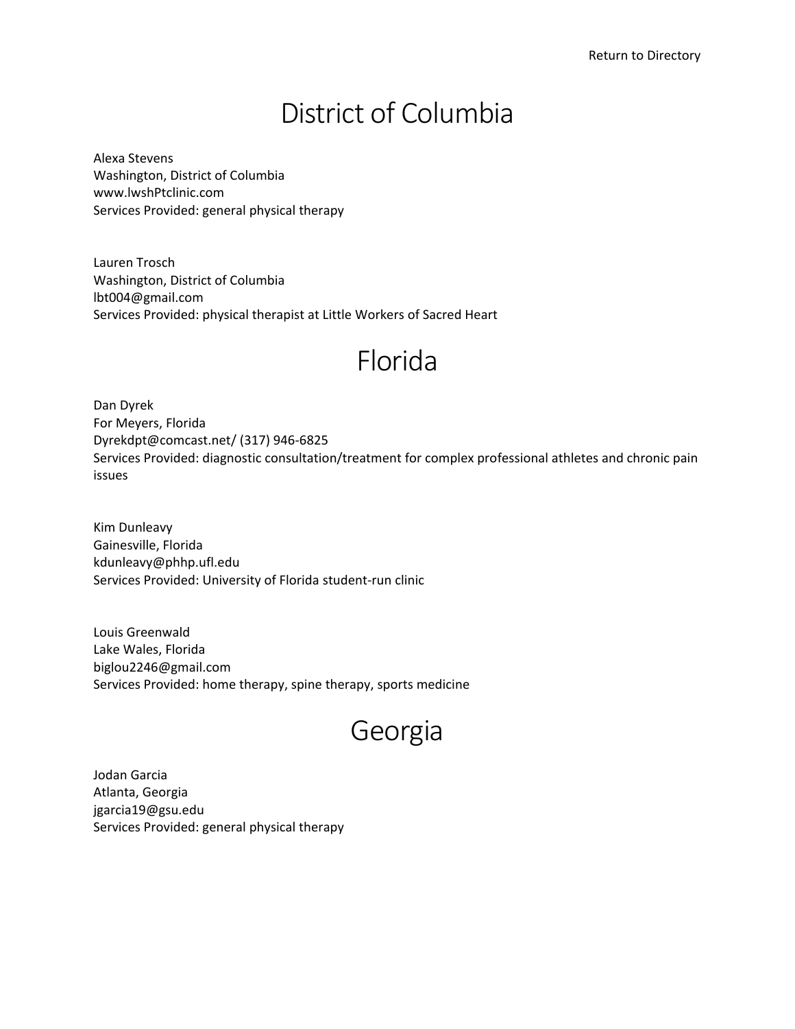Return to Directory

# District of Columbia

Alexa Stevens
Washington, District of Columbia
www.lwshPtclinic.com
Services Provided: general physical therapy

Lauren Trosch
Washington, District of Columbia
lbt004@gmail.com
Services Provided: physical therapist at Little Workers of Sacred Heart

# Florida

Dan Dyrek
For Meyers, Florida
Dyrekdpt@comcast.net/ (317) 946-6825
Services Provided: diagnostic consultation/treatment for complex professional athletes and chronic pain issues

Kim Dunleavy
Gainesville, Florida
kdunleavy@phhp.ufl.edu
Services Provided: University of Florida student-run clinic

Louis Greenwald
Lake Wales, Florida
biglou2246@gmail.com
Services Provided: home therapy, spine therapy, sports medicine

# Georgia

Jodan Garcia
Atlanta, Georgia
jgarcia19@gsu.edu
Services Provided: general physical therapy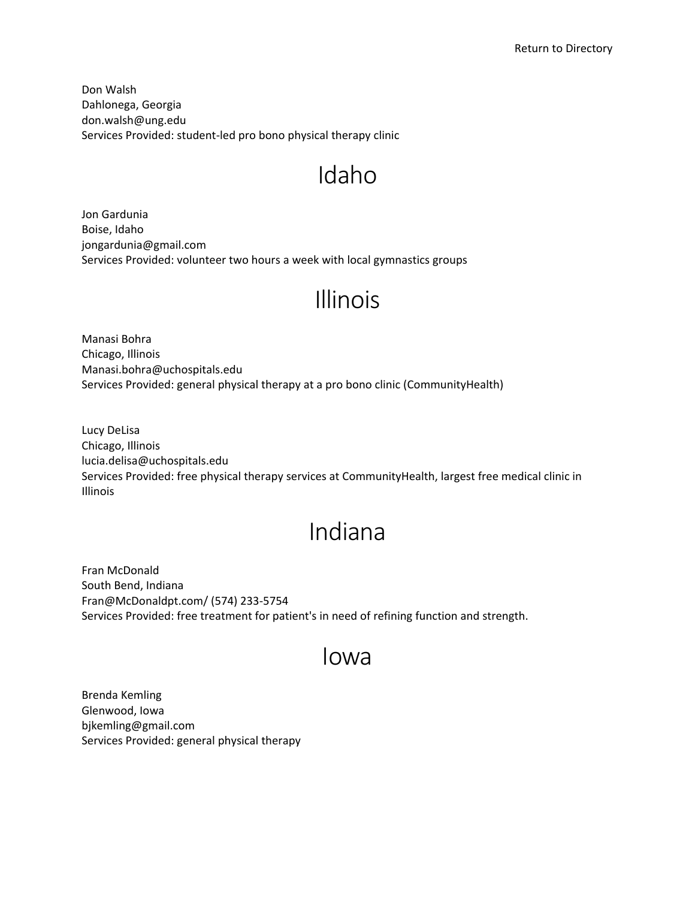Return to Directory

Don Walsh
Dahlonega, Georgia
don.walsh@ung.edu
Services Provided: student-led pro bono physical therapy clinic

# Idaho

Jon Gardunia
Boise, Idaho
jongardunia@gmail.com
Services Provided: volunteer two hours a week with local gymnastics groups

# Illinois

Manasi Bohra
Chicago, Illinois
Manasi.bohra@uchospitals.edu
Services Provided: general physical therapy at a pro bono clinic (CommunityHealth)

Lucy DeLisa
Chicago, Illinois
lucia.delisa@uchospitals.edu
Services Provided: free physical therapy services at CommunityHealth, largest free medical clinic in Illinois

# Indiana

Fran McDonald
South Bend, Indiana
Fran@McDonaldpt.com/ (574) 233-5754
Services Provided: free treatment for patient's in need of refining function and strength.

# Iowa

Brenda Kemling
Glenwood, Iowa
bjkemling@gmail.com
Services Provided: general physical therapy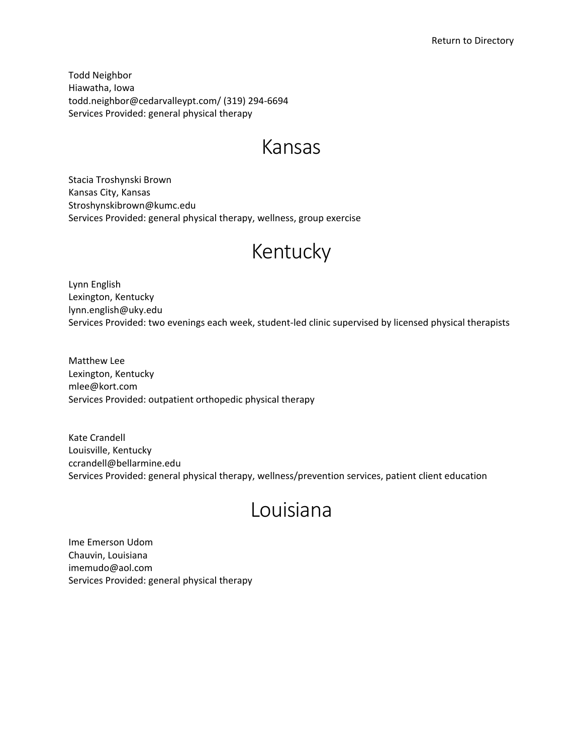Return to Directory

Todd Neighbor
Hiawatha, Iowa
todd.neighbor@cedarvalleypt.com/ (319) 294-6694
Services Provided: general physical therapy

# Kansas

Stacia Troshynski Brown
Kansas City, Kansas
Stroshynskibrown@kumc.edu
Services Provided: general physical therapy, wellness, group exercise

# Kentucky

Lynn English
Lexington, Kentucky
lynn.english@uky.edu
Services Provided: two evenings each week, student-led clinic supervised by licensed physical therapists

Matthew Lee
Lexington, Kentucky
mlee@kort.com
Services Provided: outpatient orthopedic physical therapy

Kate Crandell
Louisville, Kentucky
ccrandell@bellarmine.edu
Services Provided: general physical therapy, wellness/prevention services, patient client education

# Louisiana

Ime Emerson Udom
Chauvin, Louisiana
imemudo@aol.com
Services Provided: general physical therapy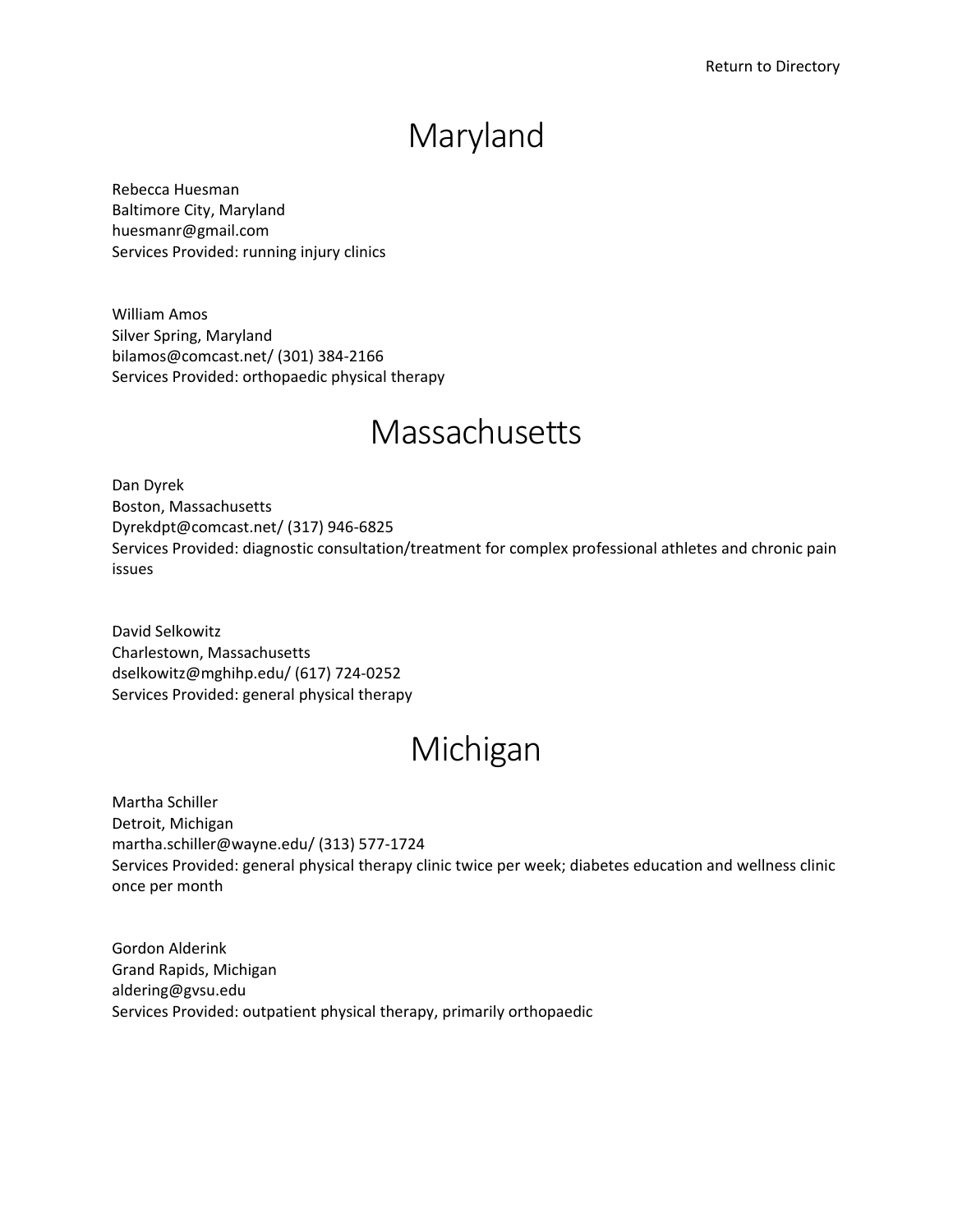Return to Directory

# Maryland

Rebecca Huesman
Baltimore City, Maryland
huesmanr@gmail.com
Services Provided: running injury clinics

William Amos
Silver Spring, Maryland
bilamos@comcast.net/ (301) 384-2166
Services Provided: orthopaedic physical therapy

# Massachusetts

Dan Dyrek
Boston, Massachusetts
Dyrekdpt@comcast.net/ (317) 946-6825
Services Provided: diagnostic consultation/treatment for complex professional athletes and chronic pain issues

David Selkowitz
Charlestown, Massachusetts
dselkowitz@mghihp.edu/ (617) 724-0252
Services Provided: general physical therapy

# Michigan

Martha Schiller
Detroit, Michigan
martha.schiller@wayne.edu/ (313) 577-1724
Services Provided: general physical therapy clinic twice per week; diabetes education and wellness clinic once per month

Gordon Alderink
Grand Rapids, Michigan
aldering@gvsu.edu
Services Provided: outpatient physical therapy, primarily orthopaedic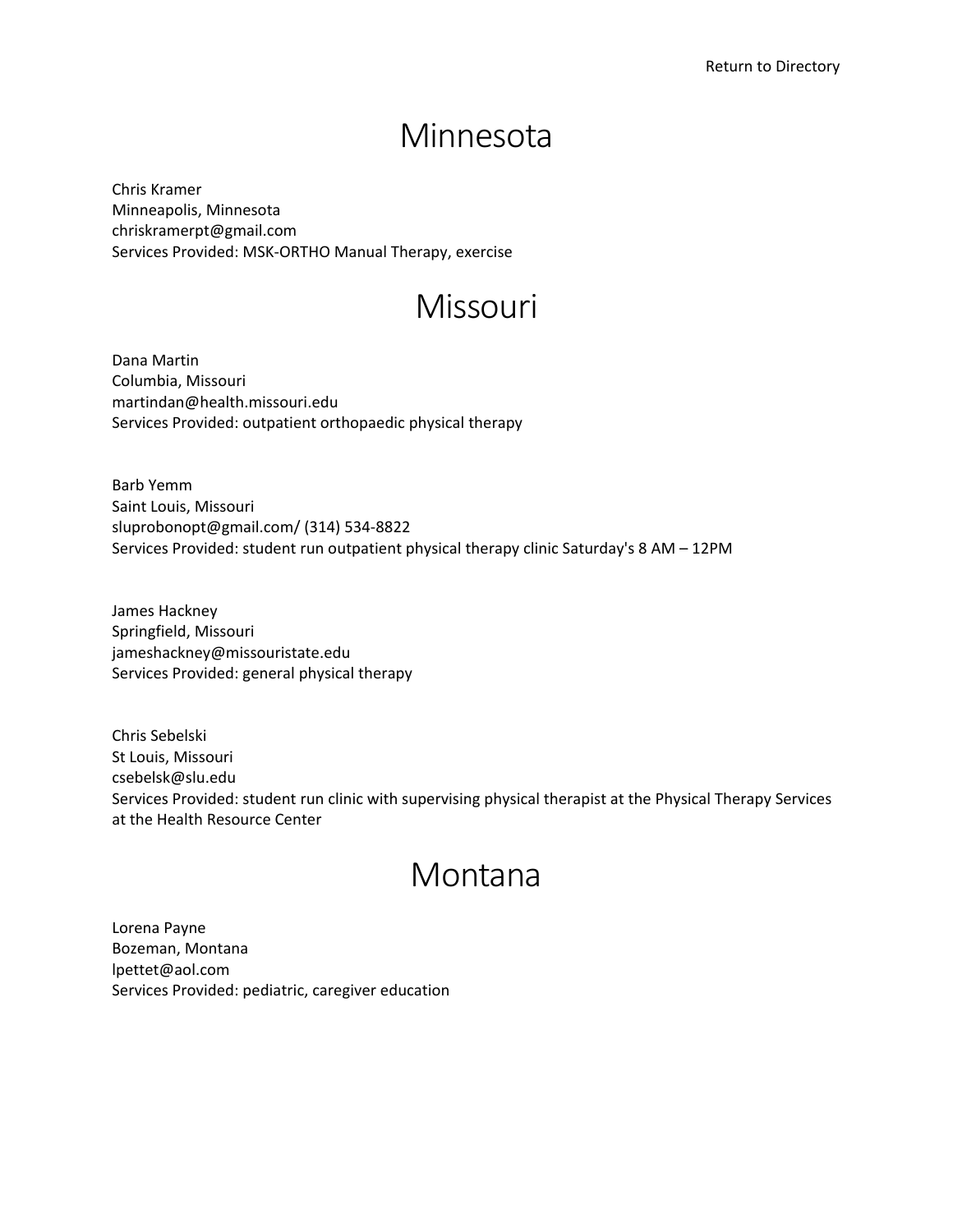Return to Directory

# Minnesota

Chris Kramer
Minneapolis, Minnesota
chriskramerpt@gmail.com
Services Provided: MSK-ORTHO Manual Therapy, exercise

# Missouri

Dana Martin
Columbia, Missouri
martindan@health.missouri.edu
Services Provided: outpatient orthopaedic physical therapy

Barb Yemm
Saint Louis, Missouri
sluprobonopt@gmail.com/ (314) 534-8822
Services Provided: student run outpatient physical therapy clinic Saturday's 8 AM – 12PM

James Hackney
Springfield, Missouri
jameshackney@missouristate.edu
Services Provided: general physical therapy

Chris Sebelski
St Louis, Missouri
csebelsk@slu.edu
Services Provided: student run clinic with supervising physical therapist at the Physical Therapy Services at the Health Resource Center

# Montana

Lorena Payne
Bozeman, Montana
lpettet@aol.com
Services Provided: pediatric, caregiver education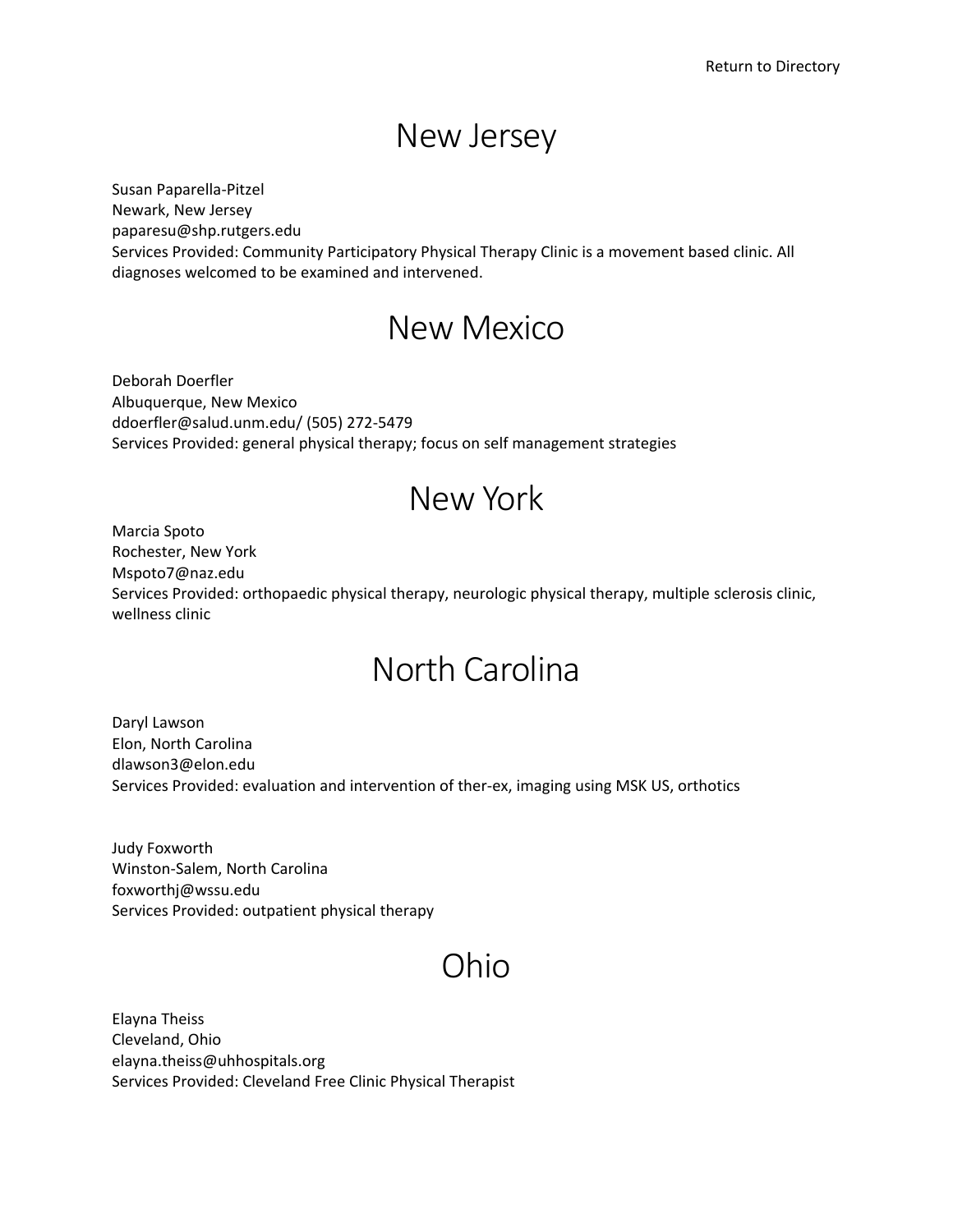Return to Directory

# New Jersey

Susan Paparella-Pitzel
Newark, New Jersey
paparesu@shp.rutgers.edu
Services Provided: Community Participatory Physical Therapy Clinic is a movement based clinic. All diagnoses welcomed to be examined and intervened.

# New Mexico

Deborah Doerfler
Albuquerque, New Mexico
ddoerfler@salud.unm.edu/ (505) 272-5479
Services Provided: general physical therapy; focus on self management strategies

# New York

Marcia Spoto
Rochester, New York
Mspoto7@naz.edu
Services Provided: orthopaedic physical therapy, neurologic physical therapy, multiple sclerosis clinic, wellness clinic

# North Carolina

Daryl Lawson
Elon, North Carolina
dlawson3@elon.edu
Services Provided: evaluation and intervention of ther-ex, imaging using MSK US, orthotics

Judy Foxworth
Winston-Salem, North Carolina
foxworthj@wssu.edu
Services Provided: outpatient physical therapy

# Ohio

Elayna Theiss
Cleveland, Ohio
elayna.theiss@uhhospitals.org
Services Provided: Cleveland Free Clinic Physical Therapist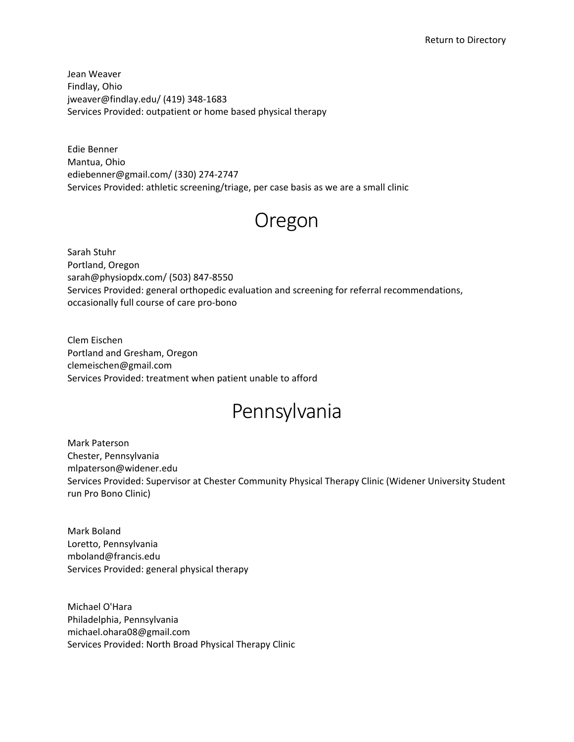Return to Directory

Jean Weaver
Findlay, Ohio
jweaver@findlay.edu/ (419) 348-1683
Services Provided: outpatient or home based physical therapy

Edie Benner
Mantua, Ohio
ediebenner@gmail.com/ (330) 274-2747
Services Provided: athletic screening/triage, per case basis as we are a small clinic

# Oregon

Sarah Stuhr
Portland, Oregon
sarah@physiopdx.com/ (503) 847-8550
Services Provided: general orthopedic evaluation and screening for referral recommendations, occasionally full course of care pro-bono

Clem Eischen
Portland and Gresham, Oregon
clemeischen@gmail.com
Services Provided: treatment when patient unable to afford

# Pennsylvania

Mark Paterson
Chester, Pennsylvania
mlpaterson@widener.edu
Services Provided: Supervisor at Chester Community Physical Therapy Clinic (Widener University Student run Pro Bono Clinic)

Mark Boland
Loretto, Pennsylvania
mboland@francis.edu
Services Provided: general physical therapy

Michael O'Hara
Philadelphia, Pennsylvania
michael.ohara08@gmail.com
Services Provided: North Broad Physical Therapy Clinic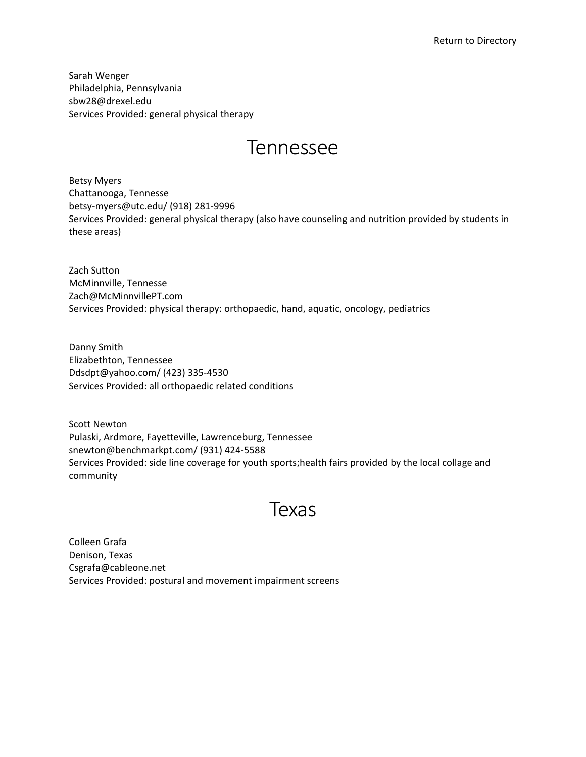Return to Directory

Sarah Wenger
Philadelphia, Pennsylvania
sbw28@drexel.edu
Services Provided: general physical therapy

# Tennessee

Betsy Myers
Chattanooga, Tennesse
betsy-myers@utc.edu/ (918) 281-9996
Services Provided: general physical therapy (also have counseling and nutrition provided by students in these areas)

Zach Sutton
McMinnville, Tennesse
Zach@McMinnvillePT.com
Services Provided: physical therapy: orthopaedic, hand, aquatic, oncology, pediatrics

Danny Smith
Elizabethton, Tennessee
Ddsdpt@yahoo.com/ (423) 335-4530
Services Provided: all orthopaedic related conditions

Scott Newton
Pulaski, Ardmore, Fayetteville, Lawrenceburg, Tennessee
snewton@benchmarkpt.com/ (931) 424-5588
Services Provided: side line coverage for youth sports;health fairs provided by the local collage and community

# Texas

Colleen Grafa
Denison, Texas
Csgrafa@cableone.net
Services Provided: postural and movement impairment screens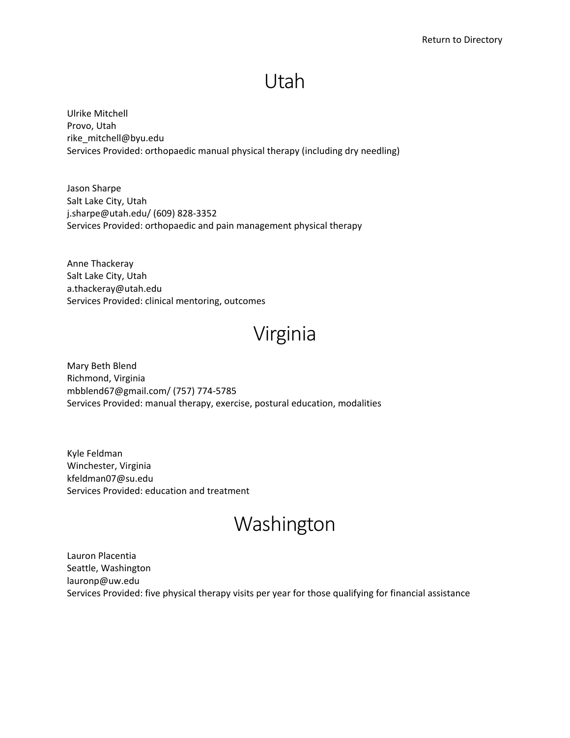Return to Directory

# Utah

Ulrike Mitchell
Provo, Utah
rike_mitchell@byu.edu
Services Provided: orthopaedic manual physical therapy (including dry needling)

Jason Sharpe
Salt Lake City, Utah
j.sharpe@utah.edu/ (609) 828-3352
Services Provided: orthopaedic and pain management physical therapy

Anne Thackeray
Salt Lake City, Utah
a.thackeray@utah.edu
Services Provided: clinical mentoring, outcomes

# Virginia

Mary Beth Blend
Richmond, Virginia
mbblend67@gmail.com/ (757) 774-5785
Services Provided: manual therapy, exercise, postural education, modalities

Kyle Feldman
Winchester, Virginia
kfeldman07@su.edu
Services Provided: education and treatment

# Washington

Lauron Placentia
Seattle, Washington
lauronp@uw.edu
Services Provided: five physical therapy visits per year for those qualifying for financial assistance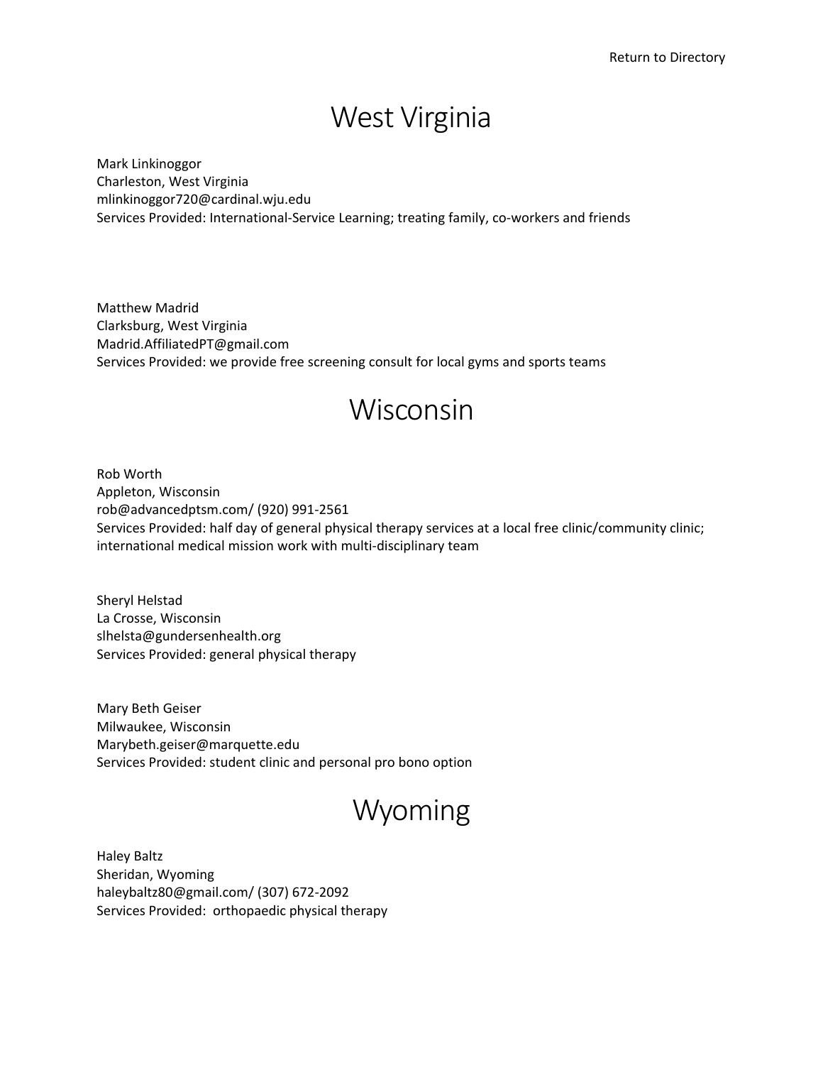Return to Directory

# West Virginia

Mark Linkinoggor
Charleston, West Virginia
mlinkinoggor720@cardinal.wju.edu
Services Provided: International-Service Learning; treating family, co-workers and friends

Matthew Madrid
Clarksburg, West Virginia
Madrid.AffiliatedPT@gmail.com
Services Provided: we provide free screening consult for local gyms and sports teams

# Wisconsin

Rob Worth
Appleton, Wisconsin
rob@advancedptsm.com/ (920) 991-2561
Services Provided: half day of general physical therapy services at a local free clinic/community clinic; international medical mission work with multi-disciplinary team

Sheryl Helstad
La Crosse, Wisconsin
slhelsta@gundersenhealth.org
Services Provided: general physical therapy

Mary Beth Geiser
Milwaukee, Wisconsin
Marybeth.geiser@marquette.edu
Services Provided: student clinic and personal pro bono option

# Wyoming

Haley Baltz
Sheridan, Wyoming
haleybaltz80@gmail.com/ (307) 672-2092
Services Provided: orthopaedic physical therapy